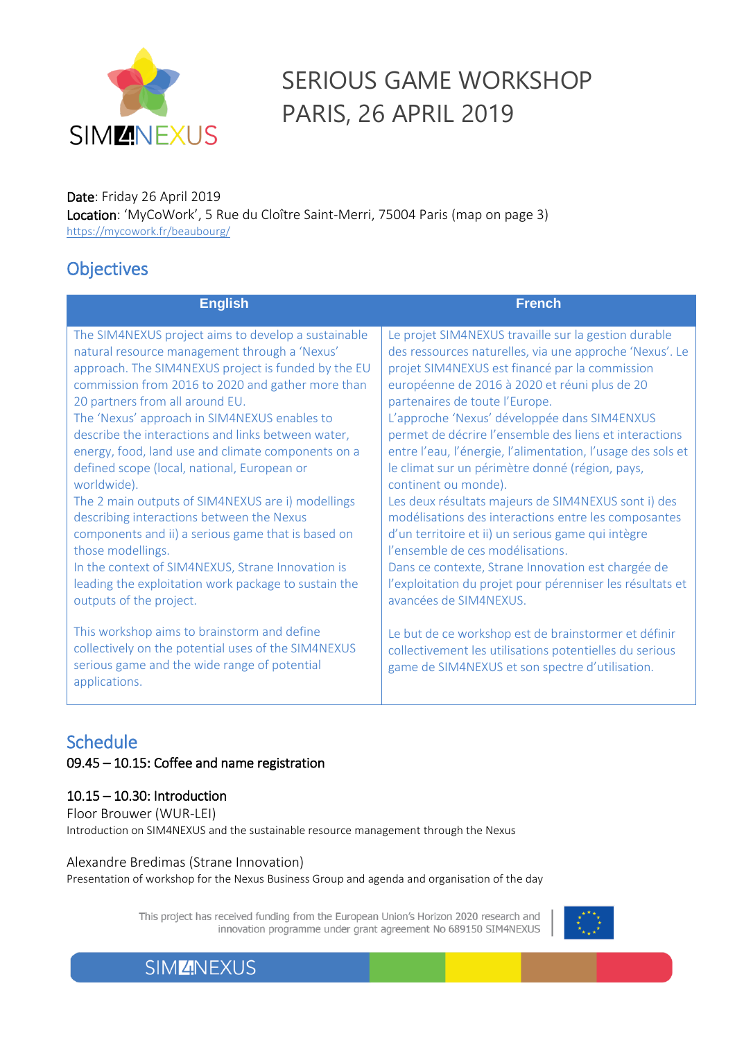# SERIOUS GAME WORKSHOP PARIS, 26 APRIL 2019

**Date**: Friday 26 April 2019
**Location**: 'MyCoWork', 5 Rue du Cloître Saint-Merri, 75004 Paris (map on page 3)
https://mycowork.fr/beaubourg/

## Objectives

| English | French |
|---|---|
| The SIM4NEXUS project aims to develop a sustainable natural resource management through a 'Nexus' approach. The SIM4NEXUS project is funded by the EU commission from 2016 to 2020 and gather more than 20 partners from all around EU.<br>The 'Nexus' approach in SIM4NEXUS enables to describe the interactions and links between water, energy, food, land use and climate components on a defined scope (local, national, European or worldwide).<br>The 2 main outputs of SIM4NEXUS are i) modellings describing interactions between the Nexus components and ii) a serious game that is based on those modellings.<br>In the context of SIM4NEXUS, Strane Innovation is leading the exploitation work package to sustain the outputs of the project.<br><br>This workshop aims to brainstorm and define collectively on the potential uses of the SIM4NEXUS serious game and the wide range of potential applications. | Le projet SIM4NEXUS travaille sur la gestion durable des ressources naturelles, via une approche 'Nexus'. Le projet SIM4NEXUS est financé par la commission européenne de 2016 à 2020 et réuni plus de 20 partenaires de toute l'Europe.<br>L'approche 'Nexus' développée dans SIM4ENXUS permet de décrire l'ensemble des liens et interactions entre l'eau, l'énergie, l'alimentation, l'usage des sols et le climat sur un périmètre donné (région, pays, continent ou monde).<br>Les deux résultats majeurs de SIM4NEXUS sont i) des modélisations des interactions entre les composantes d'un territoire et ii) un serious game qui intègre l'ensemble de ces modélisations.<br>Dans ce contexte, Strane Innovation est chargée de l'exploitation du projet pour pérenniser les résultats et avancées de SIM4NEXUS.<br><br>Le but de ce workshop est de brainstormer et définir collectivement les utilisations potentielles du serious game de SIM4NEXUS et son spectre d'utilisation. |

## Schedule

### 09.45 – 10.15: Coffee and name registration

### 10.15 – 10.30: Introduction

Floor Brouwer (WUR-LEI)
Introduction on SIM4NEXUS and the sustainable resource management through the Nexus

Alexandre Bredimas (Strane Innovation)
Presentation of workshop for the Nexus Business Group and agenda and organisation of the day

This project has received funding from the European Union's Horizon 2020 research and innovation programme under grant agreement No 689150 SIM4NEXUS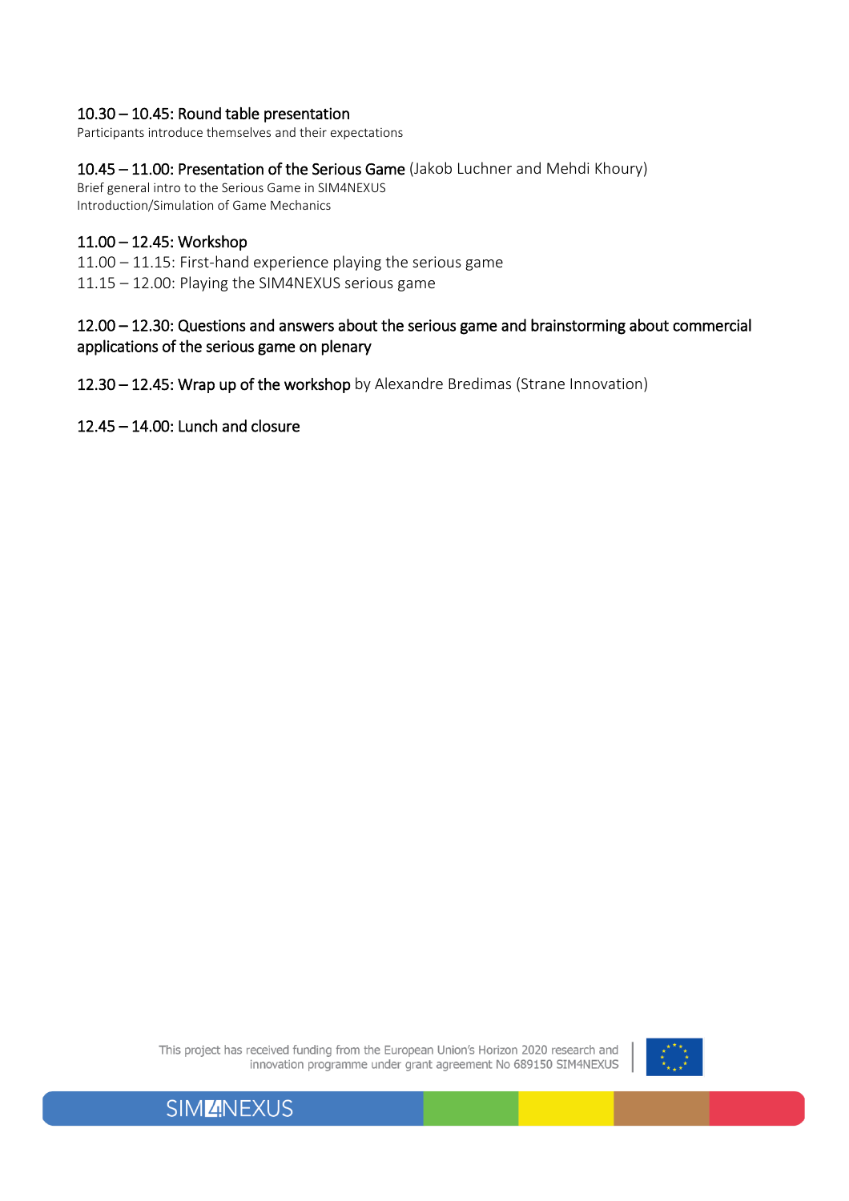**10.30 – 10.45: Round table presentation**
Participants introduce themselves and their expectations

**10.45 – 11.00: Presentation of the Serious Game** (Jakob Luchner and Mehdi Khoury)
Brief general intro to the Serious Game in SIM4NEXUS
Introduction/Simulation of Game Mechanics

**11.00 – 12.45: Workshop**
11.00 – 11.15: First-hand experience playing the serious game
11.15 – 12.00: Playing the SIM4NEXUS serious game

**12.00 – 12.30: Questions and answers about the serious game and brainstorming about commercial applications of the serious game on plenary**

**12.30 – 12.45: Wrap up of the workshop** by Alexandre Bredimas (Strane Innovation)

**12.45 – 14.00: Lunch and closure**

This project has received funding from the European Union's Horizon 2020 research and innovation programme under grant agreement No 689150 SIM4NEXUS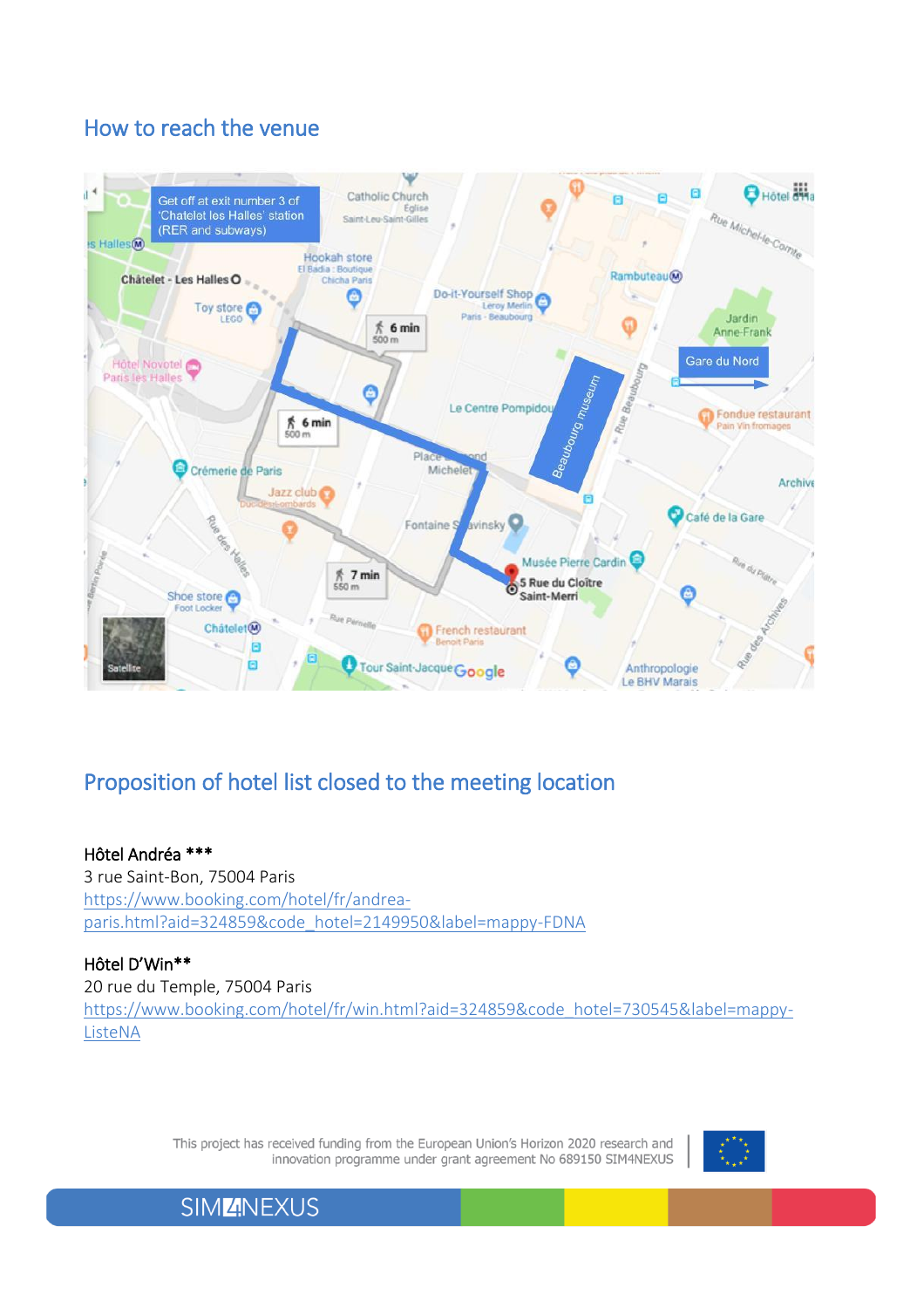## How to reach the venue

Get off at exit number 3 of 'Chatelet les Halles' station (RER and subways)

Gare du Nord

Beaubourg museum

## Proposition of hotel list closed to the meeting location

**Hôtel Andréa \*\*\***
3 rue Saint-Bon, 75004 Paris
https://www.booking.com/hotel/fr/andrea-paris.html?aid=324859&code_hotel=2149950&label=mappy-FDNA

**Hôtel D'Win\*\***
20 rue du Temple, 75004 Paris
https://www.booking.com/hotel/fr/win.html?aid=324859&code_hotel=730545&label=mappy-ListeNA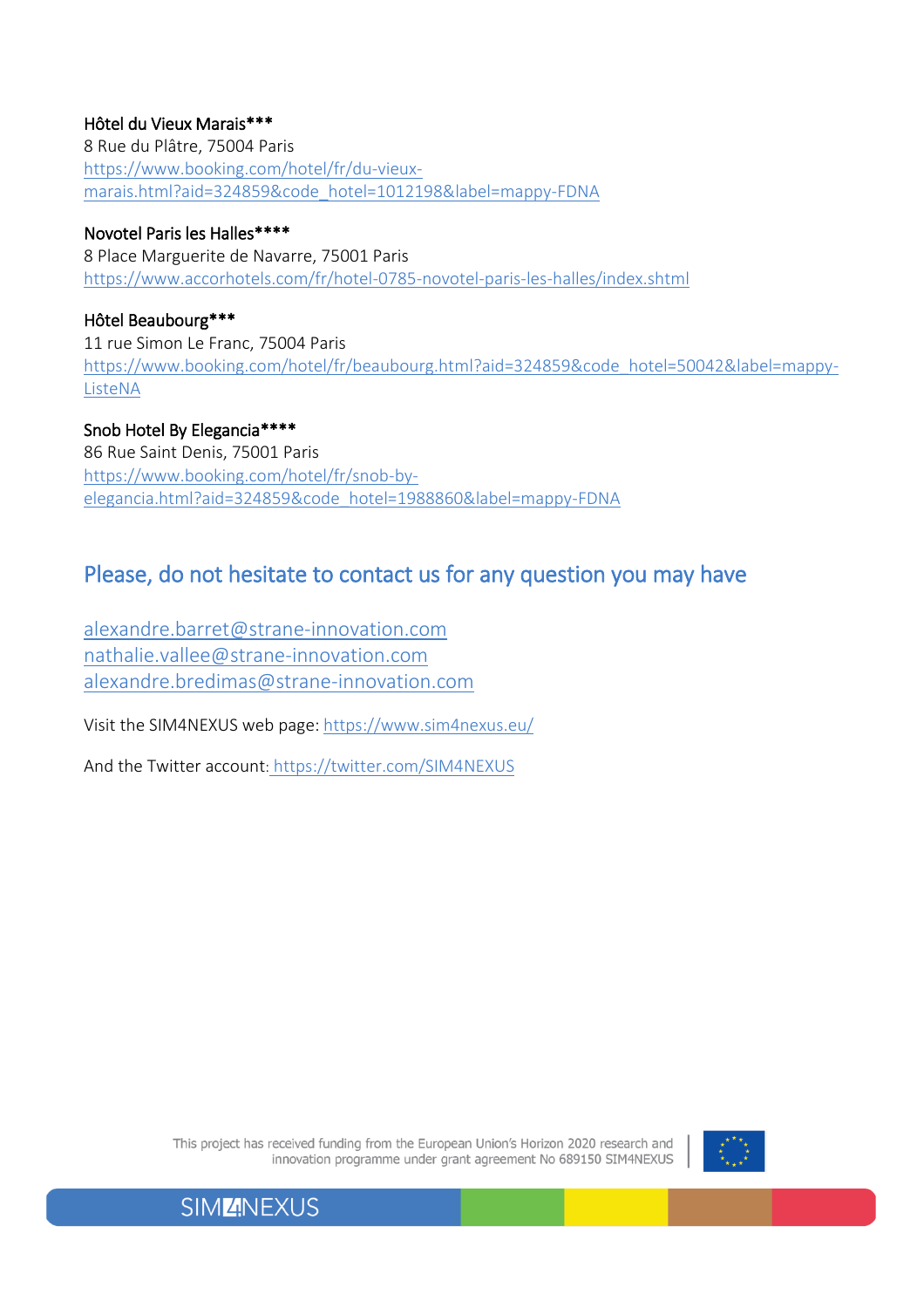**Hôtel du Vieux Marais*****
8 Rue du Plâtre, 75004 Paris
https://www.booking.com/hotel/fr/du-vieux-marais.html?aid=324859&code_hotel=1012198&label=mappy-FDNA

**Novotel Paris les Halles******
8 Place Marguerite de Navarre, 75001 Paris
https://www.accorhotels.com/fr/hotel-0785-novotel-paris-les-halles/index.shtml

**Hôtel Beaubourg*****
11 rue Simon Le Franc, 75004 Paris
https://www.booking.com/hotel/fr/beaubourg.html?aid=324859&code_hotel=50042&label=mappy-ListeNA

**Snob Hotel By Elegancia******
86 Rue Saint Denis, 75001 Paris
https://www.booking.com/hotel/fr/snob-by-elegancia.html?aid=324859&code_hotel=1988860&label=mappy-FDNA

## Please, do not hesitate to contact us for any question you may have

alexandre.barret@strane-innovation.com
nathalie.vallee@strane-innovation.com
alexandre.bredimas@strane-innovation.com

Visit the SIM4NEXUS web page: https://www.sim4nexus.eu/

And the Twitter account: https://twitter.com/SIM4NEXUS

This project has received funding from the European Union's Horizon 2020 research and innovation programme under grant agreement No 689150 SIM4NEXUS